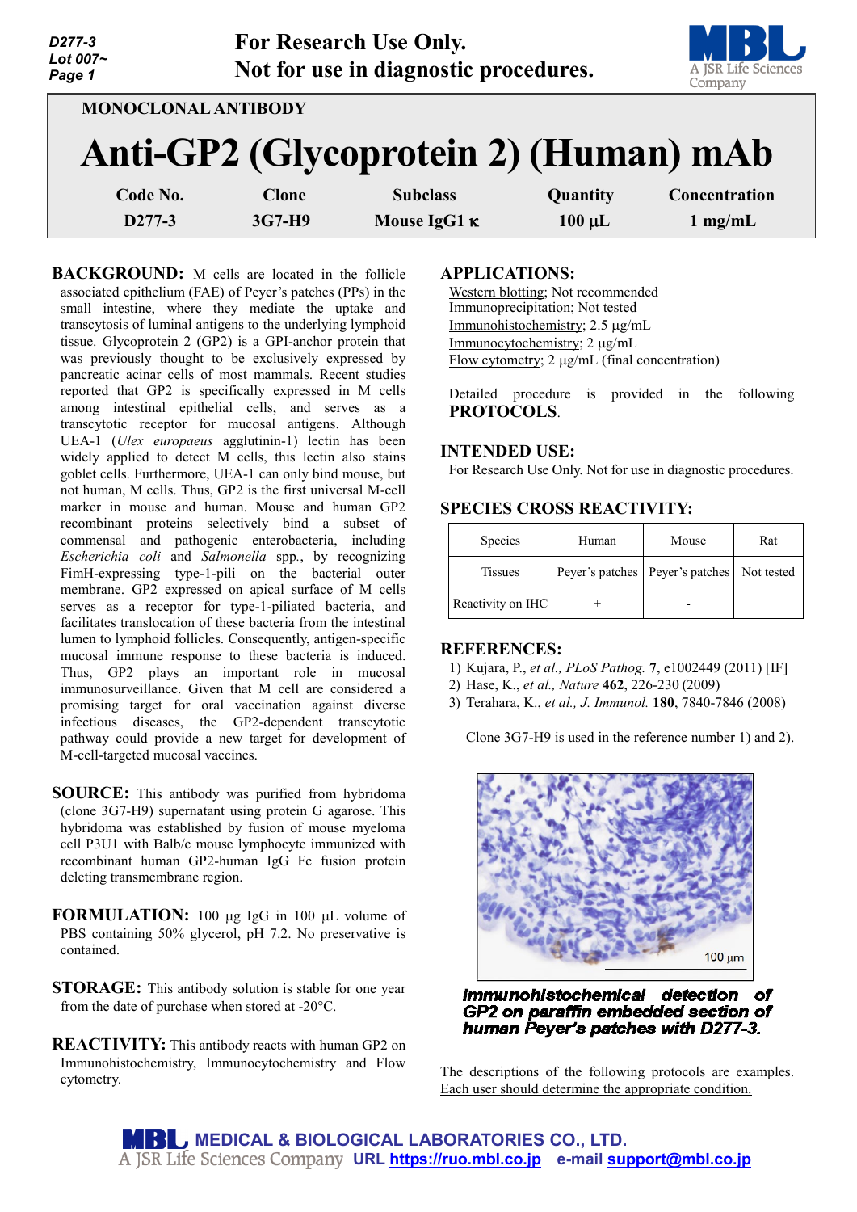D277-3
Lot 007~

**For Research Use Only.**
**Not for use in diagnostic procedures.**

## MONOCLONAL ANTIBODY

# Anti-GP2 (Glycoprotein 2) (Human) mAb

| Code No. | Clone | Subclass | Quantity | Concentration |
|---|---|---|---|---|
| D277-3 | 3G7-H9 | Mouse IgG1 κ | 100 μL | 1 mg/mL |

**BACKGROUND:** M cells are located in the follicle associated epithelium (FAE) of Peyer's patches (PPs) in the small intestine, where they mediate the uptake and transcytosis of luminal antigens to the underlying lymphoid tissue. Glycoprotein 2 (GP2) is a GPI-anchor protein that was previously thought to be exclusively expressed by pancreatic acinar cells of most mammals. Recent studies reported that GP2 is specifically expressed in M cells among intestinal epithelial cells, and serves as a transcytotic receptor for mucosal antigens. Although UEA-1 (*Ulex europaeus* agglutinin-1) lectin has been widely applied to detect M cells, this lectin also stains goblet cells. Furthermore, UEA-1 can only bind mouse, but not human, M cells. Thus, GP2 is the first universal M-cell marker in mouse and human. Mouse and human GP2 recombinant proteins selectively bind a subset of commensal and pathogenic enterobacteria, including *Escherichia coli* and *Salmonella* spp., by recognizing FimH-expressing type-1-pili on the bacterial outer membrane. GP2 expressed on apical surface of M cells serves as a receptor for type-1-piliated bacteria, and facilitates translocation of these bacteria from the intestinal lumen to lymphoid follicles. Consequently, antigen-specific mucosal immune response to these bacteria is induced. Thus, GP2 plays an important role in mucosal immunosurveillance. Given that M cell are considered a promising target for oral vaccination against diverse infectious diseases, the GP2-dependent transcytotic pathway could provide a new target for development of M-cell-targeted mucosal vaccines.

**SOURCE:** This antibody was purified from hybridoma (clone 3G7-H9) supernatant using protein G agarose. This hybridoma was established by fusion of mouse myeloma cell P3U1 with Balb/c mouse lymphocyte immunized with recombinant human GP2-human IgG Fc fusion protein deleting transmembrane region.

**FORMULATION:** 100 μg IgG in 100 μL volume of PBS containing 50% glycerol, pH 7.2. No preservative is contained.

**STORAGE:** This antibody solution is stable for one year from the date of purchase when stored at -20°C.

**REACTIVITY:** This antibody reacts with human GP2 on Immunohistochemistry, Immunocytochemistry and Flow cytometry.

## APPLICATIONS:

Western blotting; Not recommended
Immunoprecipitation; Not tested
Immunohistochemistry; 2.5 μg/mL
Immunocytochemistry; 2 μg/mL
Flow cytometry; 2 μg/mL (final concentration)

Detailed procedure is provided in the following **PROTOCOLS**.

## INTENDED USE:

For Research Use Only. Not for use in diagnostic procedures.

## SPECIES CROSS REACTIVITY:

| Species | Human | Mouse | Rat |
|---|---|---|---|
| Tissues | Peyer's patches | Peyer's patches | Not tested |
| Reactivity on IHC | + | - | |

## REFERENCES:

1) Kujara, P., *et al., PLoS Pathog.* **7**, e1002449 (2011) [IF]
2) Hase, K., *et al., Nature* **462**, 226-230 (2009)
3) Terahara, K., *et al., J. Immunol.* **180**, 7840-7846 (2008)

Clone 3G7-H9 is used in the reference number 1) and 2).

***Immunohistochemical detection of GP2 on paraffin embedded section of human Peyer's patches with D277-3.***

The descriptions of the following protocols are examples. Each user should determine the appropriate condition.

**MEDICAL & BIOLOGICAL LABORATORIES CO., LTD.**
A JSR Life Sciences Company URL https://ruo.mbl.co.jp e-mail support@mbl.co.jp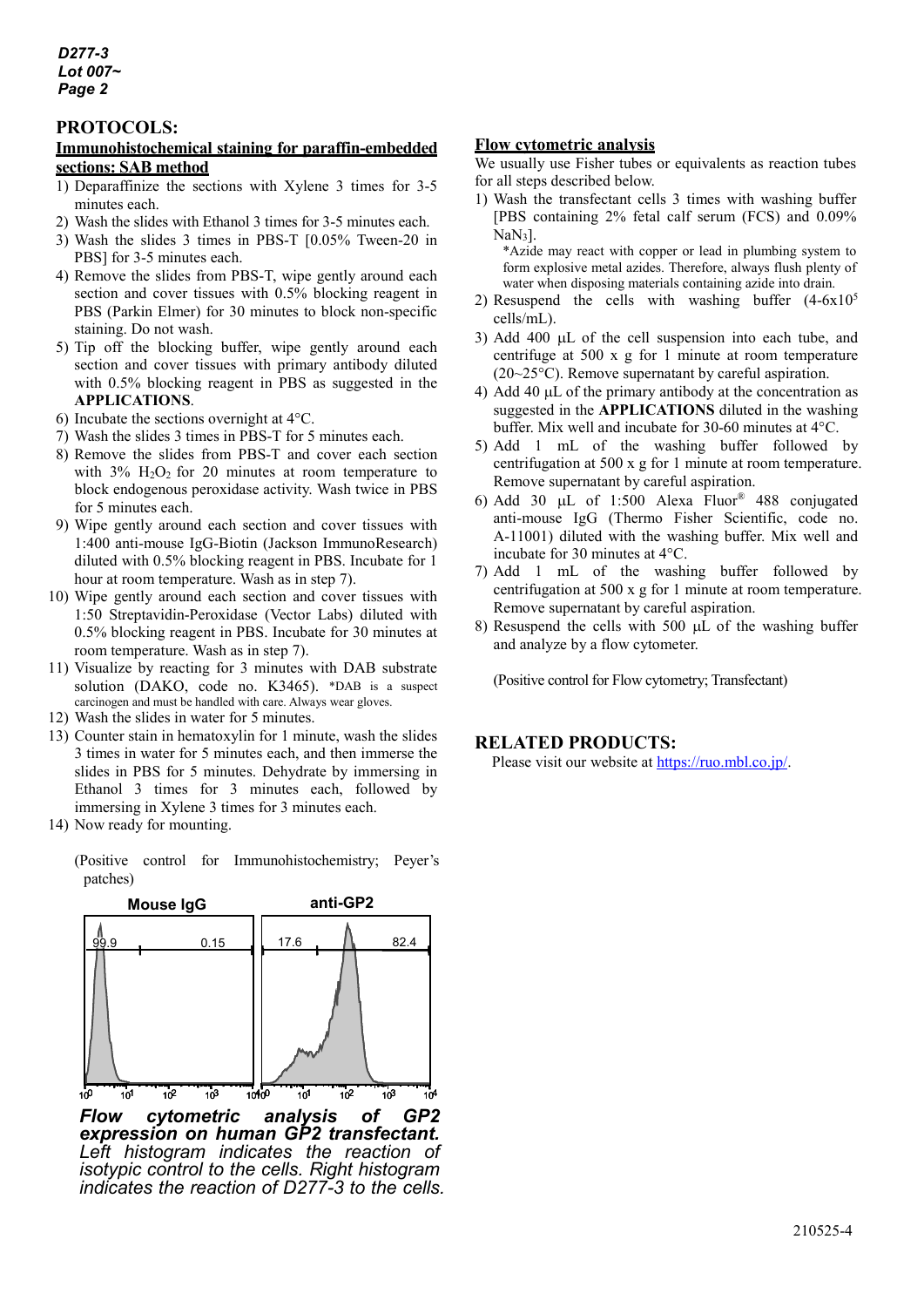## PROTOCOLS:

### Immunohistochemical staining for paraffin-embedded sections: SAB method

1) Deparaffinize the sections with Xylene 3 times for 3-5 minutes each.
2) Wash the slides with Ethanol 3 times for 3-5 minutes each.
3) Wash the slides 3 times in PBS-T [0.05% Tween-20 in PBS] for 3-5 minutes each.
4) Remove the slides from PBS-T, wipe gently around each section and cover tissues with 0.5% blocking reagent in PBS (Parkin Elmer) for 30 minutes to block non-specific staining. Do not wash.
5) Tip off the blocking buffer, wipe gently around each section and cover tissues with primary antibody diluted with 0.5% blocking reagent in PBS as suggested in the **APPLICATIONS**.
6) Incubate the sections overnight at 4°C.
7) Wash the slides 3 times in PBS-T for 5 minutes each.
8) Remove the slides from PBS-T and cover each section with 3% $H_2O_2$ for 20 minutes at room temperature to block endogenous peroxidase activity. Wash twice in PBS for 5 minutes each.
9) Wipe gently around each section and cover tissues with 1:400 anti-mouse IgG-Biotin (Jackson ImmunoResearch) diluted with 0.5% blocking reagent in PBS. Incubate for 1 hour at room temperature. Wash as in step 7).
10) Wipe gently around each section and cover tissues with 1:50 Streptavidin-Peroxidase (Vector Labs) diluted with 0.5% blocking reagent in PBS. Incubate for 30 minutes at room temperature. Wash as in step 7).
11) Visualize by reacting for 3 minutes with DAB substrate solution (DAKO, code no. K3465). *DAB is a suspect carcinogen and must be handled with care. Always wear gloves.
12) Wash the slides in water for 5 minutes.
13) Counter stain in hematoxylin for 1 minute, wash the slides 3 times in water for 5 minutes each, and then immerse the slides in PBS for 5 minutes. Dehydrate by immersing in Ethanol 3 times for 3 minutes each, followed by immersing in Xylene 3 times for 3 minutes each.
14) Now ready for mounting.

(Positive control for Immunohistochemistry; Peyer's patches)

Mouse IgG
99.9
0.15

anti-GP2
17.6
82.4

*Flow cytometric analysis of GP2 expression on human GP2 transfectant. Left histogram indicates the reaction of isotypic control to the cells. Right histogram indicates the reaction of D277-3 to the cells.*

### Flow cytometric analysis

We usually use Fisher tubes or equivalents as reaction tubes for all steps described below.

1) Wash the transfectant cells 3 times with washing buffer [PBS containing 2% fetal calf serum (FCS) and 0.09% $NaN_3$].
   *Azide may react with copper or lead in plumbing system to form explosive metal azides. Therefore, always flush plenty of water when disposing materials containing azide into drain.
2) Resuspend the cells with washing buffer ($4\text{-}6 \times 10^5$ cells/mL).
3) Add 400 µL of the cell suspension into each tube, and centrifuge at 500 x g for 1 minute at room temperature (20~25°C). Remove supernatant by careful aspiration.
4) Add 40 µL of the primary antibody at the concentration as suggested in the **APPLICATIONS** diluted in the washing buffer. Mix well and incubate for 30-60 minutes at 4°C.
5) Add 1 mL of the washing buffer followed by centrifugation at 500 x g for 1 minute at room temperature. Remove supernatant by careful aspiration.
6) Add 30 µL of 1:500 Alexa Fluor® 488 conjugated anti-mouse IgG (Thermo Fisher Scientific, code no. A-11001) diluted with the washing buffer. Mix well and incubate for 30 minutes at 4°C.
7) Add 1 mL of the washing buffer followed by centrifugation at 500 x g for 1 minute at room temperature. Remove supernatant by careful aspiration.
8) Resuspend the cells with 500 µL of the washing buffer and analyze by a flow cytometer.

(Positive control for Flow cytometry; Transfectant)

## RELATED PRODUCTS:

Please visit our website at https://ruo.mbl.co.jp/.

210525-4